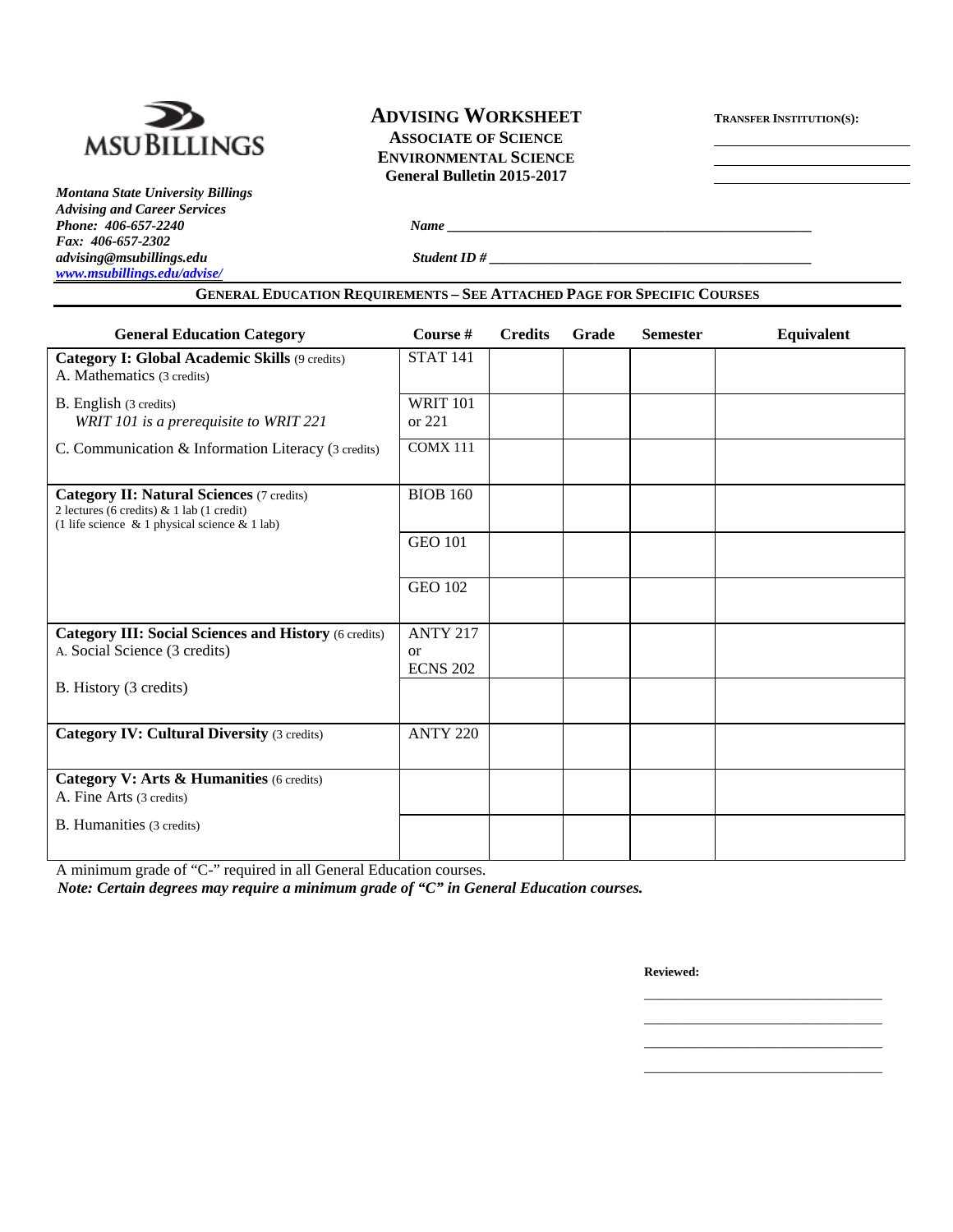MSU BILLINGS

*Montana State University Billings*
*Advising and Career Services*
*Phone: 406-657-2240*
*Fax: 406-657-2302*
*advising@msubillings.edu*
*www.msubillings.edu/advise/*

# ADVISING WORKSHEET
## ASSOCIATE OF SCIENCE
## ENVIRONMENTAL SCIENCE
## General Bulletin 2015-2017

**TRANSFER INSTITUTION(S):**

______________________

______________________

______________________

***Name*** ______________________________________________

***Student ID #*** ______________________________________________

### GENERAL EDUCATION REQUIREMENTS – SEE ATTACHED PAGE FOR SPECIFIC COURSES

| General Education Category | Course # | Credits | Grade | Semester | Equivalent |
|---|---|---|---|---|---|
| **Category I: Global Academic Skills** (9 credits)<br>A. Mathematics (3 credits) | STAT 141 | | | | |
| B. English (3 credits)<br>*WRIT 101 is a prerequisite to WRIT 221* | WRIT 101 or 221 | | | | |
| C. Communication & Information Literacy (3 credits) | COMX 111 | | | | |
| **Category II: Natural Sciences** (7 credits)<br>2 lectures (6 credits) & 1 lab (1 credit)<br>(1 life science & 1 physical science & 1 lab) | BIOB 160 | | | | |
| | GEO 101 | | | | |
| | GEO 102 | | | | |
| **Category III: Social Sciences and History** (6 credits)<br>A. Social Science (3 credits) | ANTY 217 or ECNS 202 | | | | |
| B. History (3 credits) | | | | | |
| **Category IV: Cultural Diversity** (3 credits) | ANTY 220 | | | | |
| **Category V: Arts & Humanities** (6 credits)<br>A. Fine Arts (3 credits) | | | | | |
| B. Humanities (3 credits) | | | | | |

A minimum grade of "C-" required in all General Education courses.

***Note: Certain degrees may require a minimum grade of "C" in General Education courses.***

**Reviewed:**

______________________________

______________________________

______________________________

______________________________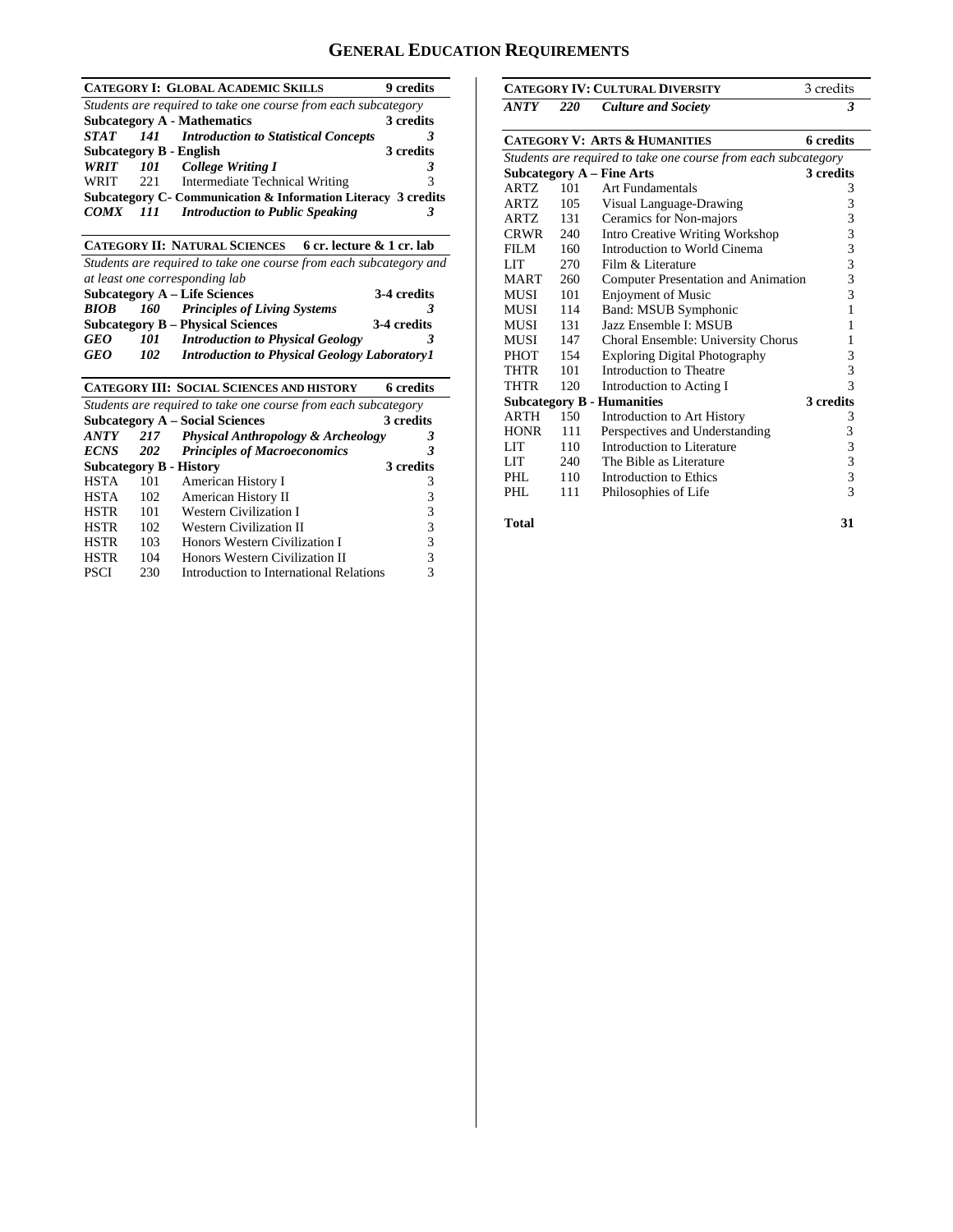# General Education Requirements

| **Category I: Global Academic Skills** | | | **9 credits** |
|---|---|---|---|
| *Students are required to take one course from each subcategory* | | | |
| **Subcategory A - Mathematics** | | | **3 credits** |
| ***STAT*** | ***141*** | ***Introduction to Statistical Concepts*** | ***3*** |
| **Subcategory B - English** | | | **3 credits** |
| ***WRIT*** | ***101*** | ***College Writing I*** | ***3*** |
| WRIT | 221 | Intermediate Technical Writing | 3 |
| **Subcategory C- Communication & Information Literacy** | | | **3 credits** |
| ***COMX*** | ***111*** | ***Introduction to Public Speaking*** | ***3*** |

| **Category II: Natural Sciences** | | | **6 cr. lecture & 1 cr. lab** |
|---|---|---|---|
| *Students are required to take one course from each subcategory and at least one corresponding lab* | | | |
| **Subcategory A – Life Sciences** | | | **3-4 credits** |
| ***BIOB*** | ***160*** | ***Principles of Living Systems*** | ***3*** |
| **Subcategory B – Physical Sciences** | | | **3-4 credits** |
| ***GEO*** | ***101*** | ***Introduction to Physical Geology*** | ***3*** |
| ***GEO*** | ***102*** | ***Introduction to Physical Geology Laboratory*** | ***1*** |

| **Category III: Social Sciences and History** | | | **6 credits** |
|---|---|---|---|
| *Students are required to take one course from each subcategory* | | | |
| **Subcategory A – Social Sciences** | | | **3 credits** |
| ***ANTY*** | ***217*** | ***Physical Anthropology & Archeology*** | ***3*** |
| ***ECNS*** | ***202*** | ***Principles of Macroeconomics*** | ***3*** |
| **Subcategory B - History** | | | **3 credits** |
| HSTA | 101 | American History I | 3 |
| HSTA | 102 | American History II | 3 |
| HSTR | 101 | Western Civilization I | 3 |
| HSTR | 102 | Western Civilization II | 3 |
| HSTR | 103 | Honors Western Civilization I | 3 |
| HSTR | 104 | Honors Western Civilization II | 3 |
| PSCI | 230 | Introduction to International Relations | 3 |

| **Category IV: Cultural Diversity** | | | 3 credits |
|---|---|---|---|
| ***ANTY*** | ***220*** | ***Culture and Society*** | ***3*** |

| **Category V: Arts & Humanities** | | | **6 credits** |
|---|---|---|---|
| *Students are required to take one course from each subcategory* | | | |
| **Subcategory A – Fine Arts** | | | **3 credits** |
| ARTZ | 101 | Art Fundamentals | 3 |
| ARTZ | 105 | Visual Language-Drawing | 3 |
| ARTZ | 131 | Ceramics for Non-majors | 3 |
| CRWR | 240 | Intro Creative Writing Workshop | 3 |
| FILM | 160 | Introduction to World Cinema | 3 |
| LIT | 270 | Film & Literature | 3 |
| MART | 260 | Computer Presentation and Animation | 3 |
| MUSI | 101 | Enjoyment of Music | 3 |
| MUSI | 114 | Band: MSUB Symphonic | 1 |
| MUSI | 131 | Jazz Ensemble I: MSUB | 1 |
| MUSI | 147 | Choral Ensemble: University Chorus | 1 |
| PHOT | 154 | Exploring Digital Photography | 3 |
| THTR | 101 | Introduction to Theatre | 3 |
| THTR | 120 | Introduction to Acting I | 3 |
| **Subcategory B - Humanities** | | | **3 credits** |
| ARTH | 150 | Introduction to Art History | 3 |
| HONR | 111 | Perspectives and Understanding | 3 |
| LIT | 110 | Introduction to Literature | 3 |
| LIT | 240 | The Bible as Literature | 3 |
| PHL | 110 | Introduction to Ethics | 3 |
| PHL | 111 | Philosophies of Life | 3 |

| **Total** | | | **31** |
|---|---|---|---|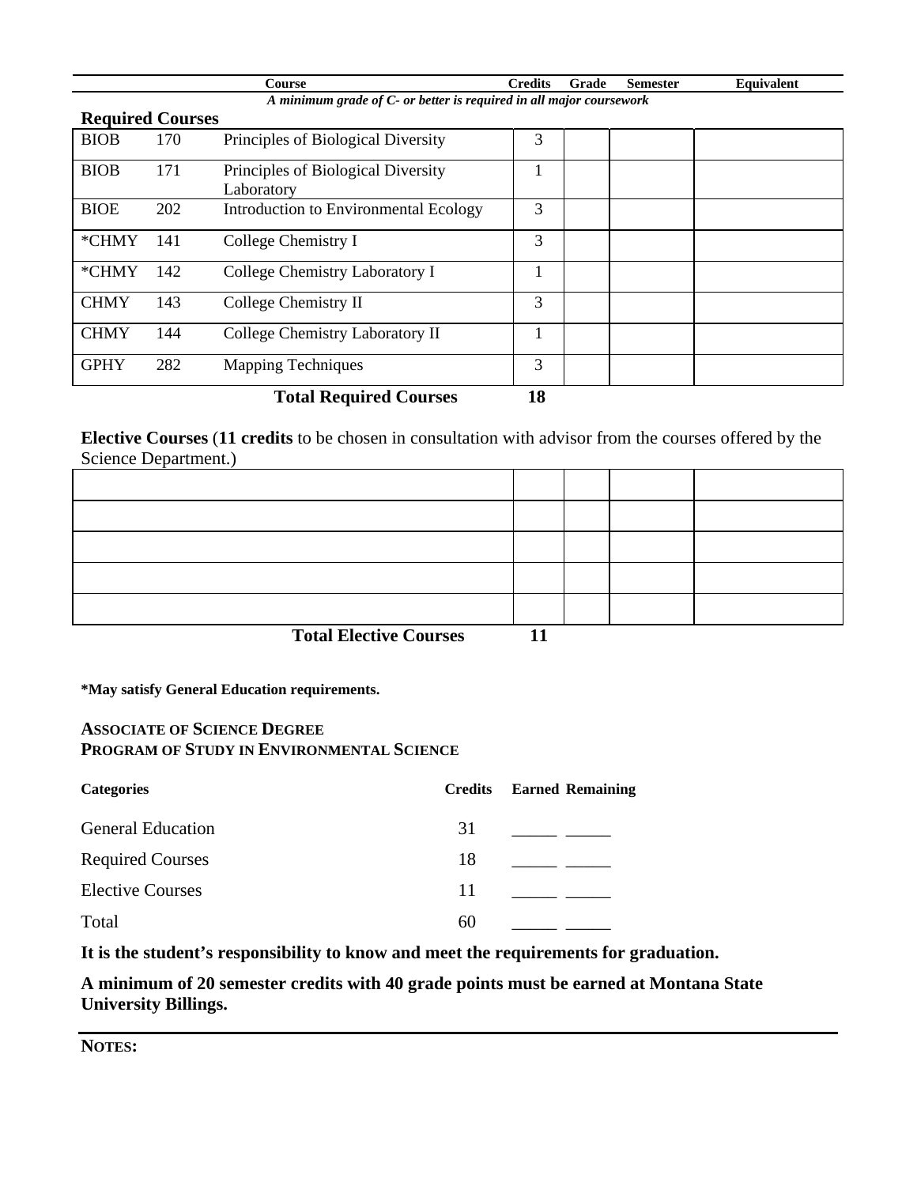| Course | | | Credits | Grade | Semester | Equivalent |
|---|---|---|---|---|---|---|
| *A minimum grade of C- or better is required in all major coursework* | | | | | | |
| **Required Courses** | | | | | | |
| BIOB | 170 | Principles of Biological Diversity | 3 | | | |
| BIOB | 171 | Principles of Biological Diversity Laboratory | 1 | | | |
| BIOE | 202 | Introduction to Environmental Ecology | 3 | | | |
| *CHMY | 141 | College Chemistry I | 3 | | | |
| *CHMY | 142 | College Chemistry Laboratory I | 1 | | | |
| CHMY | 143 | College Chemistry II | 3 | | | |
| CHMY | 144 | College Chemistry Laboratory II | 1 | | | |
| GPHY | 282 | Mapping Techniques | 3 | | | |
| | | **Total Required Courses** | **18** | | | |

**Elective Courses** (**11 credits** to be chosen in consultation with advisor from the courses offered by the Science Department.)

| | | | | |
|---|---|---|---|---|
| | | | | |
| | | | | |
| | | | | |
| | | | | |
| | | | | |
| **Total Elective Courses** | **11** | | | |

**\*May satisfy General Education requirements.**

**ASSOCIATE OF SCIENCE DEGREE**
**PROGRAM OF STUDY IN ENVIRONMENTAL SCIENCE**

| **Categories** | **Credits** | **Earned** | **Remaining** |
|---|---|---|---|
| General Education | 31 | _____ | _____ |
| Required Courses | 18 | _____ | _____ |
| Elective Courses | 11 | _____ | _____ |
| Total | 60 | _____ | _____ |

**It is the student's responsibility to know and meet the requirements for graduation.**

**A minimum of 20 semester credits with 40 grade points must be earned at Montana State University Billings.**

**NOTES:**